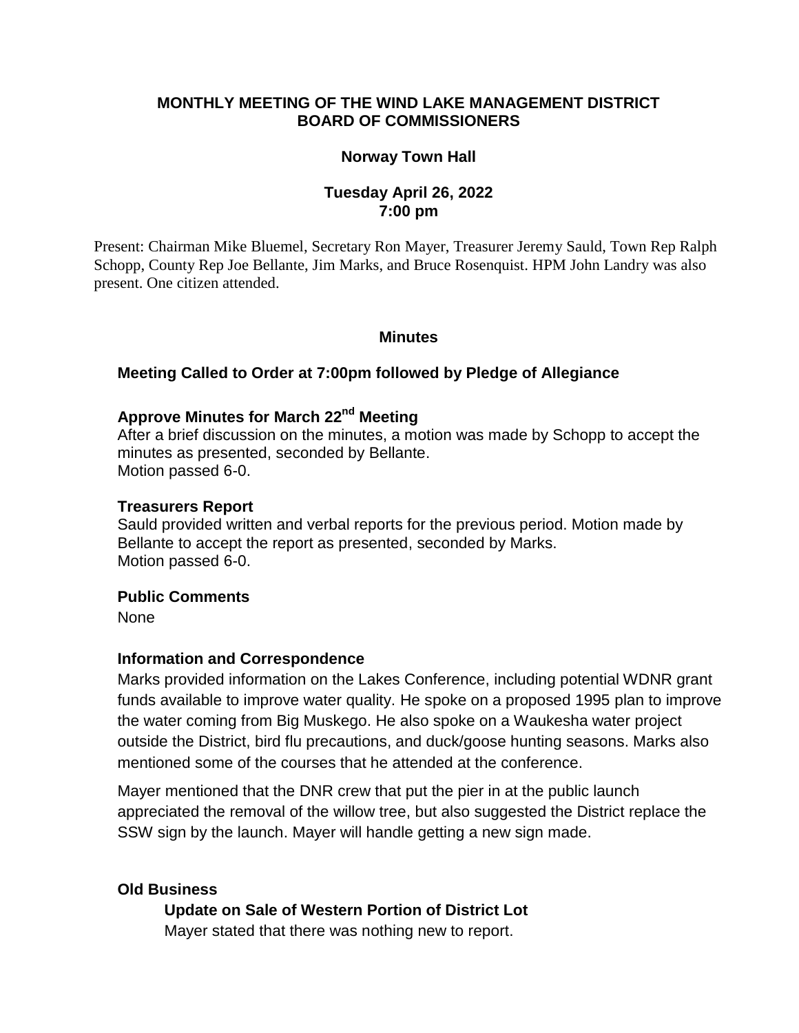# MONTHLY MEETING OF THE WIND LAKE MANAGEMENT DISTRICT BOARD OF COMMISSIONERS

## Norway Town Hall

## Tuesday April 26, 2022
## 7:00 pm

Present: Chairman Mike Bluemel, Secretary Ron Mayer, Treasurer Jeremy Sauld, Town Rep Ralph Schopp, County Rep Joe Bellante, Jim Marks, and Bruce Rosenquist. HPM John Landry was also present. One citizen attended.

## Minutes

### Meeting Called to Order at 7:00pm followed by Pledge of Allegiance

### Approve Minutes for March 22nd Meeting

After a brief discussion on the minutes, a motion was made by Schopp to accept the minutes as presented, seconded by Bellante.
Motion passed 6-0.

### Treasurers Report

Sauld provided written and verbal reports for the previous period. Motion made by Bellante to accept the report as presented, seconded by Marks.
Motion passed 6-0.

### Public Comments

None

### Information and Correspondence

Marks provided information on the Lakes Conference, including potential WDNR grant funds available to improve water quality. He spoke on a proposed 1995 plan to improve the water coming from Big Muskego. He also spoke on a Waukesha water project outside the District, bird flu precautions, and duck/goose hunting seasons. Marks also mentioned some of the courses that he attended at the conference.

Mayer mentioned that the DNR crew that put the pier in at the public launch appreciated the removal of the willow tree, but also suggested the District replace the SSW sign by the launch. Mayer will handle getting a new sign made.

### Old Business

#### Update on Sale of Western Portion of District Lot

Mayer stated that there was nothing new to report.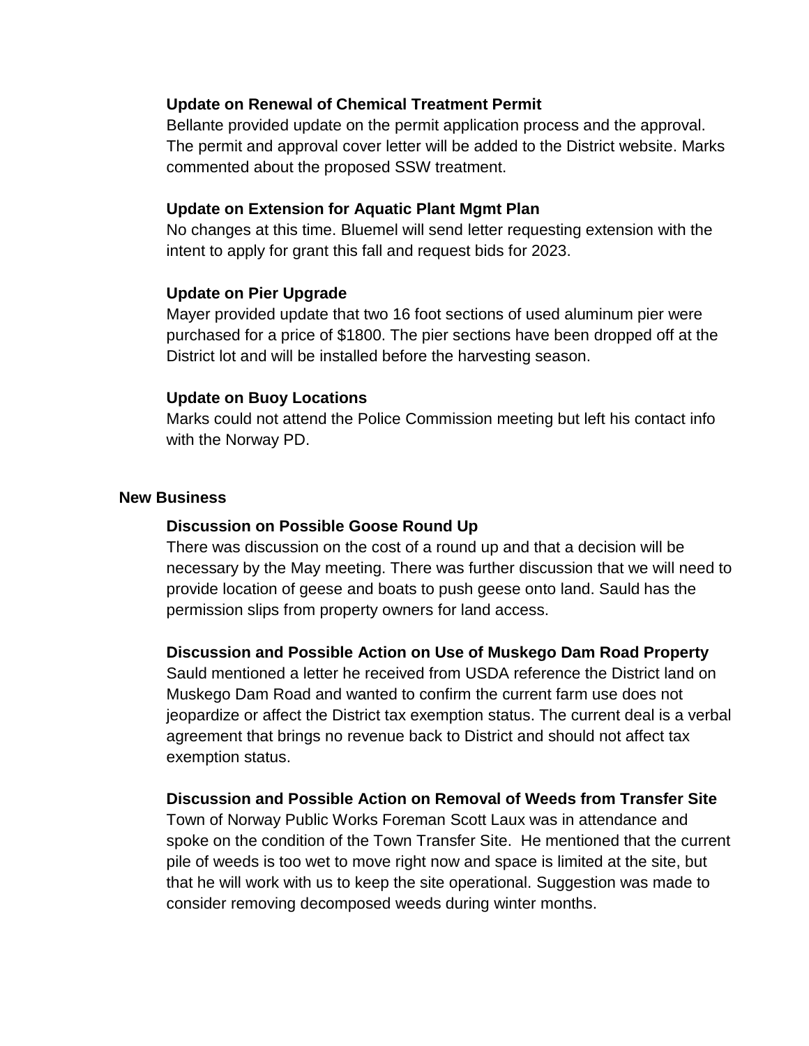### Update on Renewal of Chemical Treatment Permit

Bellante provided update on the permit application process and the approval. The permit and approval cover letter will be added to the District website. Marks commented about the proposed SSW treatment.

### Update on Extension for Aquatic Plant Mgmt Plan

No changes at this time. Bluemel will send letter requesting extension with the intent to apply for grant this fall and request bids for 2023.

### Update on Pier Upgrade

Mayer provided update that two 16 foot sections of used aluminum pier were purchased for a price of $1800. The pier sections have been dropped off at the District lot and will be installed before the harvesting season.

### Update on Buoy Locations

Marks could not attend the Police Commission meeting but left his contact info with the Norway PD.

## New Business

### Discussion on Possible Goose Round Up

There was discussion on the cost of a round up and that a decision will be necessary by the May meeting. There was further discussion that we will need to provide location of geese and boats to push geese onto land. Sauld has the permission slips from property owners for land access.

### Discussion and Possible Action on Use of Muskego Dam Road Property

Sauld mentioned a letter he received from USDA reference the District land on Muskego Dam Road and wanted to confirm the current farm use does not jeopardize or affect the District tax exemption status. The current deal is a verbal agreement that brings no revenue back to District and should not affect tax exemption status.

### Discussion and Possible Action on Removal of Weeds from Transfer Site

Town of Norway Public Works Foreman Scott Laux was in attendance and spoke on the condition of the Town Transfer Site. He mentioned that the current pile of weeds is too wet to move right now and space is limited at the site, but that he will work with us to keep the site operational. Suggestion was made to consider removing decomposed weeds during winter months.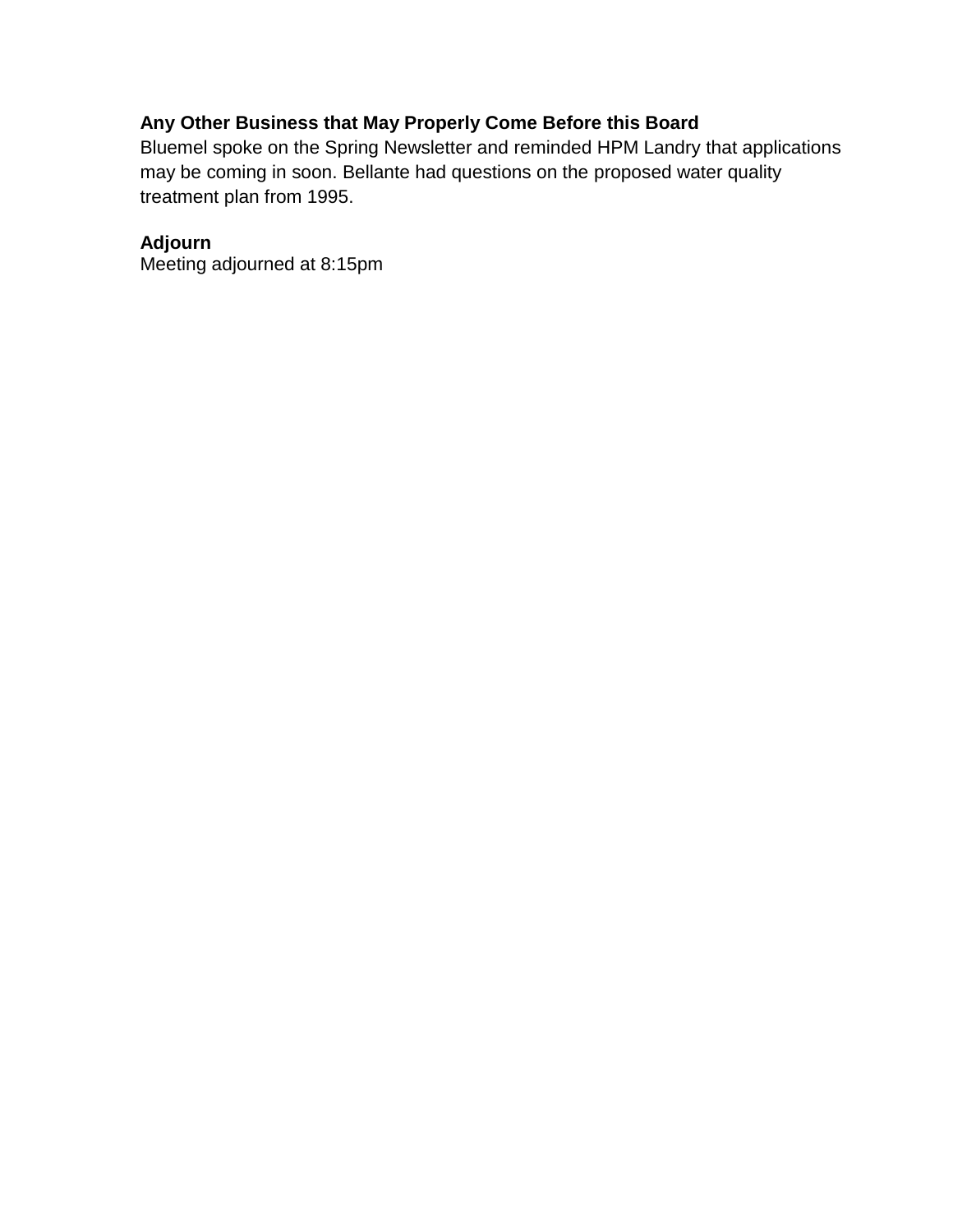**Any Other Business that May Properly Come Before this Board**
Bluemel spoke on the Spring Newsletter and reminded HPM Landry that applications may be coming in soon. Bellante had questions on the proposed water quality treatment plan from 1995.

**Adjourn**
Meeting adjourned at 8:15pm